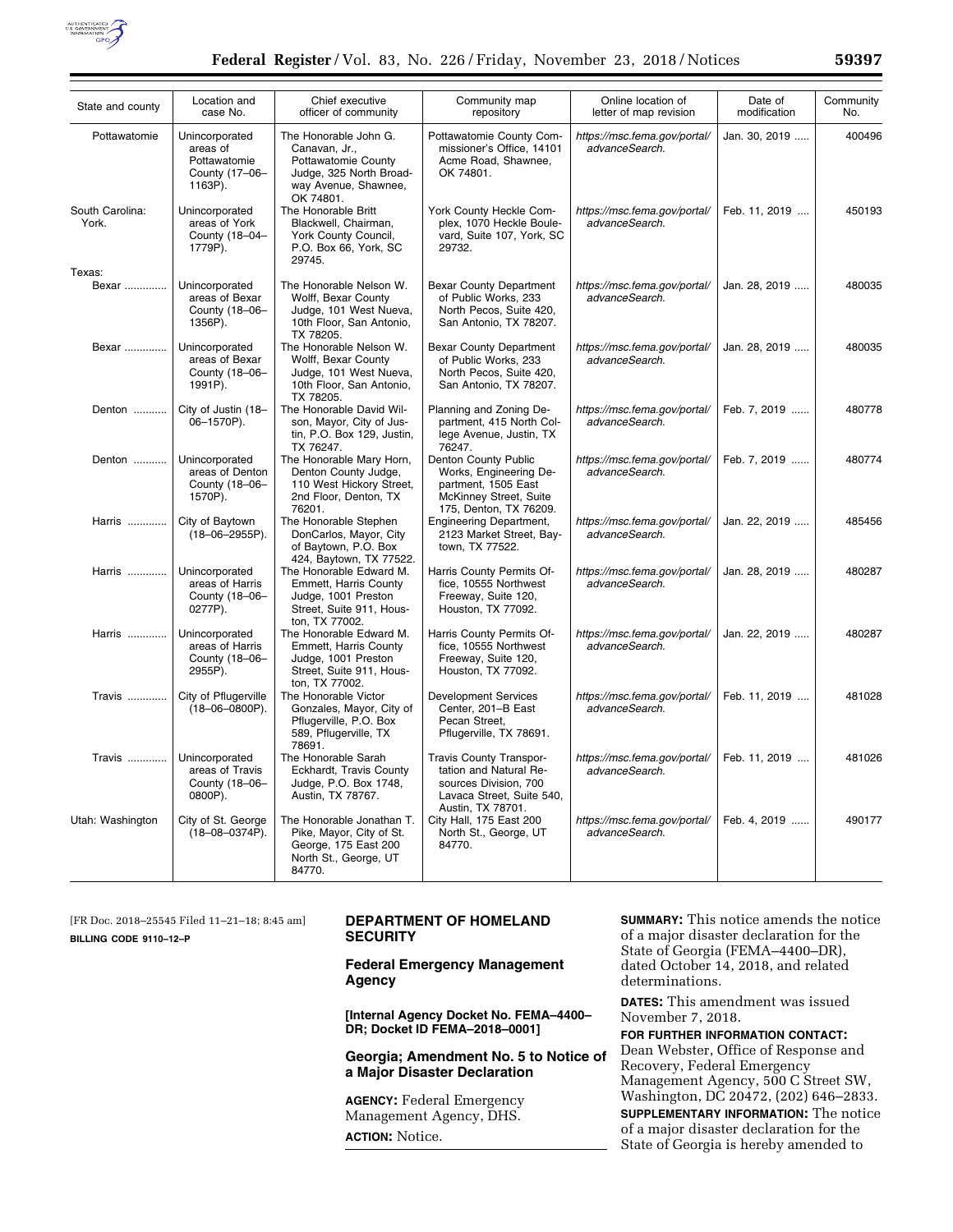| State and county | Location and case No. | Chief executive officer of community | Community map repository | Online location of letter of map revision | Date of modification | Community No. |
|---|---|---|---|---|---|---|
| Pottawatomie | Unincorporated areas of Pottawatomie County (17–06–1163P). | The Honorable John G. Canavan, Jr., Pottawatomie County Judge, 325 North Broadway Avenue, Shawnee, OK 74801. | Pottawatomie County Commissioner's Office, 14101 Acme Road, Shawnee, OK 74801. | *https://msc.fema.gov/portal/advanceSearch.* | Jan. 30, 2019 | 400496 |
| South Carolina: York. | Unincorporated areas of York County (18–04–1779P). | The Honorable Britt Blackwell, Chairman, York County Council, P.O. Box 66, York, SC 29745. | York County Heckle Complex, 1070 Heckle Boulevard, Suite 107, York, SC 29732. | *https://msc.fema.gov/portal/advanceSearch.* | Feb. 11, 2019 | 450193 |
| Texas: | | | | | | |
| Bexar | Unincorporated areas of Bexar County (18–06–1356P). | The Honorable Nelson W. Wolff, Bexar County Judge, 101 West Nueva, 10th Floor, San Antonio, TX 78205. | Bexar County Department of Public Works, 233 North Pecos, Suite 420, San Antonio, TX 78207. | *https://msc.fema.gov/portal/advanceSearch.* | Jan. 28, 2019 | 480035 |
| Bexar | Unincorporated areas of Bexar County (18–06–1991P). | The Honorable Nelson W. Wolff, Bexar County Judge, 101 West Nueva, 10th Floor, San Antonio, TX 78205. | Bexar County Department of Public Works, 233 North Pecos, Suite 420, San Antonio, TX 78207. | *https://msc.fema.gov/portal/advanceSearch.* | Jan. 28, 2019 | 480035 |
| Denton | City of Justin (18–06–1570P). | The Honorable David Wilson, Mayor, City of Justin, P.O. Box 129, Justin, TX 76247. | Planning and Zoning Department, 415 North College Avenue, Justin, TX 76247. | *https://msc.fema.gov/portal/advanceSearch.* | Feb. 7, 2019 | 480778 |
| Denton | Unincorporated areas of Denton County (18–06–1570P). | The Honorable Mary Horn, Denton County Judge, 110 West Hickory Street, 2nd Floor, Denton, TX 76201. | Denton County Public Works, Engineering Department, 1505 East McKinney Street, Suite 175, Denton, TX 76209. | *https://msc.fema.gov/portal/advanceSearch.* | Feb. 7, 2019 | 480774 |
| Harris | City of Baytown (18–06–2955P). | The Honorable Stephen DonCarlos, Mayor, City of Baytown, P.O. Box 424, Baytown, TX 77522. | Engineering Department, 2123 Market Street, Baytown, TX 77522. | *https://msc.fema.gov/portal/advanceSearch.* | Jan. 22, 2019 | 485456 |
| Harris | Unincorporated areas of Harris County (18–06–0277P). | The Honorable Edward M. Emmett, Harris County Judge, 1001 Preston Street, Suite 911, Houston, TX 77002. | Harris County Permits Office, 10555 Northwest Freeway, Suite 120, Houston, TX 77092. | *https://msc.fema.gov/portal/advanceSearch.* | Jan. 28, 2019 | 480287 |
| Harris | Unincorporated areas of Harris County (18–06–2955P). | The Honorable Edward M. Emmett, Harris County Judge, 1001 Preston Street, Suite 911, Houston, TX 77002. | Harris County Permits Office, 10555 Northwest Freeway, Suite 120, Houston, TX 77092. | *https://msc.fema.gov/portal/advanceSearch.* | Jan. 22, 2019 | 480287 |
| Travis | City of Pflugerville (18–06–0800P). | The Honorable Victor Gonzales, Mayor, City of Pflugerville, P.O. Box 589, Pflugerville, TX 78691. | Development Services Center, 201–B East Pecan Street, Pflugerville, TX 78691. | *https://msc.fema.gov/portal/advanceSearch.* | Feb. 11, 2019 | 481028 |
| Travis | Unincorporated areas of Travis County (18–06–0800P). | The Honorable Sarah Eckhardt, Travis County Judge, P.O. Box 1748, Austin, TX 78767. | Travis County Transportation and Natural Resources Division, 700 Lavaca Street, Suite 540, Austin, TX 78701. | *https://msc.fema.gov/portal/advanceSearch.* | Feb. 11, 2019 | 481026 |
| Utah: Washington | City of St. George (18–08–0374P). | The Honorable Jonathan T. Pike, Mayor, City of St. George, 175 East 200 North St., George, UT 84770. | City Hall, 175 East 200 North St., George, UT 84770. | *https://msc.fema.gov/portal/advanceSearch.* | Feb. 4, 2019 | 490177 |

[FR Doc. 2018–25545 Filed 11–21–18; 8:45 am]

**BILLING CODE 9110–12–P**

## DEPARTMENT OF HOMELAND SECURITY

### Federal Emergency Management Agency

**[Internal Agency Docket No. FEMA–4400–DR; Docket ID FEMA–2018–0001]**

### Georgia; Amendment No. 5 to Notice of a Major Disaster Declaration

**AGENCY:** Federal Emergency Management Agency, DHS.

**ACTION:** Notice.

**SUMMARY:** This notice amends the notice of a major disaster declaration for the State of Georgia (FEMA–4400–DR), dated October 14, 2018, and related determinations.

**DATES:** This amendment was issued November 7, 2018.

**FOR FURTHER INFORMATION CONTACT:** Dean Webster, Office of Response and Recovery, Federal Emergency Management Agency, 500 C Street SW, Washington, DC 20472, (202) 646–2833.

**SUPPLEMENTARY INFORMATION:** The notice of a major disaster declaration for the State of Georgia is hereby amended to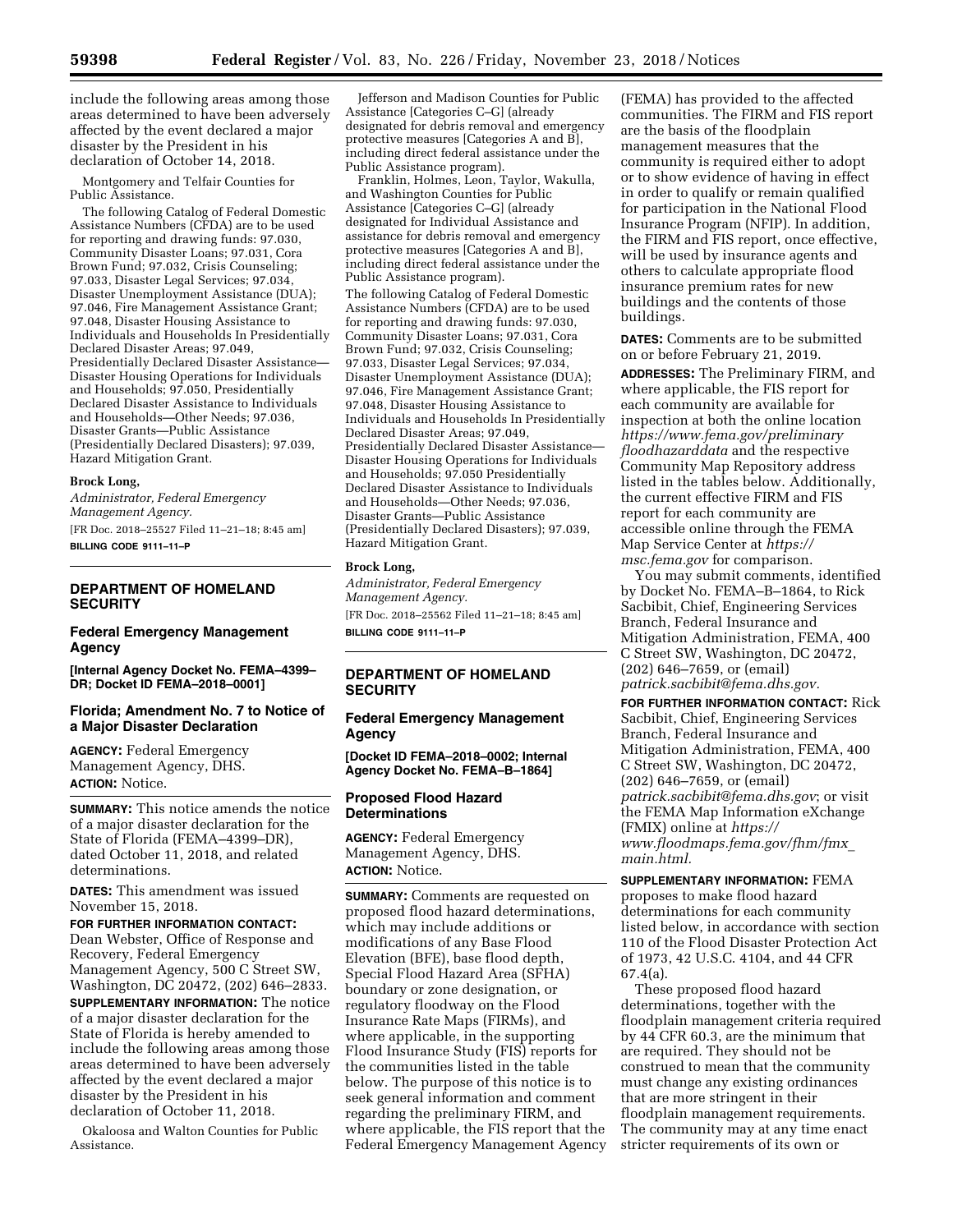include the following areas among those areas determined to have been adversely affected by the event declared a major disaster by the President in his declaration of October 14, 2018.

Montgomery and Telfair Counties for Public Assistance.

The following Catalog of Federal Domestic Assistance Numbers (CFDA) are to be used for reporting and drawing funds: 97.030, Community Disaster Loans; 97.031, Cora Brown Fund; 97.032, Crisis Counseling; 97.033, Disaster Legal Services; 97.034, Disaster Unemployment Assistance (DUA); 97.046, Fire Management Assistance Grant; 97.048, Disaster Housing Assistance to Individuals and Households In Presidentially Declared Disaster Areas; 97.049, Presidentially Declared Disaster Assistance—Disaster Housing Operations for Individuals and Households; 97.050, Presidentially Declared Disaster Assistance to Individuals and Households—Other Needs; 97.036, Disaster Grants—Public Assistance (Presidentially Declared Disasters); 97.039, Hazard Mitigation Grant.

**Brock Long,**

*Administrator, Federal Emergency Management Agency.*

[FR Doc. 2018–25527 Filed 11–21–18; 8:45 am]

**BILLING CODE 9111–11–P**

## DEPARTMENT OF HOMELAND SECURITY

### Federal Emergency Management Agency

**[Internal Agency Docket No. FEMA–4399–DR; Docket ID FEMA–2018–0001]**

### Florida; Amendment No. 7 to Notice of a Major Disaster Declaration

**AGENCY:** Federal Emergency Management Agency, DHS.

**ACTION:** Notice.

**SUMMARY:** This notice amends the notice of a major disaster declaration for the State of Florida (FEMA–4399–DR), dated October 11, 2018, and related determinations.

**DATES:** This amendment was issued November 15, 2018.

**FOR FURTHER INFORMATION CONTACT:** Dean Webster, Office of Response and Recovery, Federal Emergency Management Agency, 500 C Street SW, Washington, DC 20472, (202) 646–2833.

**SUPPLEMENTARY INFORMATION:** The notice of a major disaster declaration for the State of Florida is hereby amended to include the following areas among those areas determined to have been adversely affected by the event declared a major disaster by the President in his declaration of October 11, 2018.

Okaloosa and Walton Counties for Public Assistance.

Jefferson and Madison Counties for Public Assistance [Categories C–G] (already designated for debris removal and emergency protective measures [Categories A and B], including direct federal assistance under the Public Assistance program).

Franklin, Holmes, Leon, Taylor, Wakulla, and Washington Counties for Public Assistance [Categories C–G] (already designated for Individual Assistance and assistance for debris removal and emergency protective measures [Categories A and B], including direct federal assistance under the Public Assistance program).

The following Catalog of Federal Domestic Assistance Numbers (CFDA) are to be used for reporting and drawing funds: 97.030, Community Disaster Loans; 97.031, Cora Brown Fund; 97.032, Crisis Counseling; 97.033, Disaster Legal Services; 97.034, Disaster Unemployment Assistance (DUA); 97.046, Fire Management Assistance Grant; 97.048, Disaster Housing Assistance to Individuals and Households In Presidentially Declared Disaster Areas; 97.049, Presidentially Declared Disaster Assistance—Disaster Housing Operations for Individuals and Households; 97.050 Presidentially Declared Disaster Assistance to Individuals and Households—Other Needs; 97.036, Disaster Grants—Public Assistance (Presidentially Declared Disasters); 97.039, Hazard Mitigation Grant.

**Brock Long,**

*Administrator, Federal Emergency Management Agency.*

[FR Doc. 2018–25562 Filed 11–21–18; 8:45 am]

**BILLING CODE 9111–11–P**

## DEPARTMENT OF HOMELAND SECURITY

### Federal Emergency Management Agency

**[Docket ID FEMA–2018–0002; Internal Agency Docket No. FEMA–B–1864]**

### Proposed Flood Hazard Determinations

**AGENCY:** Federal Emergency Management Agency, DHS.

**ACTION:** Notice.

**SUMMARY:** Comments are requested on proposed flood hazard determinations, which may include additions or modifications of any Base Flood Elevation (BFE), base flood depth, Special Flood Hazard Area (SFHA) boundary or zone designation, or regulatory floodway on the Flood Insurance Rate Maps (FIRMs), and where applicable, in the supporting Flood Insurance Study (FIS) reports for the communities listed in the table below. The purpose of this notice is to seek general information and comment regarding the preliminary FIRM, and where applicable, the FIS report that the Federal Emergency Management Agency (FEMA) has provided to the affected communities. The FIRM and FIS report are the basis of the floodplain management measures that the community is required either to adopt or to show evidence of having in effect in order to qualify or remain qualified for participation in the National Flood Insurance Program (NFIP). In addition, the FIRM and FIS report, once effective, will be used by insurance agents and others to calculate appropriate flood insurance premium rates for new buildings and the contents of those buildings.

**DATES:** Comments are to be submitted on or before February 21, 2019.

**ADDRESSES:** The Preliminary FIRM, and where applicable, the FIS report for each community are available for inspection at both the online location *https://www.fema.gov/preliminaryfloodhazarddata* and the respective Community Map Repository address listed in the tables below. Additionally, the current effective FIRM and FIS report for each community are accessible online through the FEMA Map Service Center at *https://msc.fema.gov* for comparison.

You may submit comments, identified by Docket No. FEMA–B–1864, to Rick Sacbibit, Chief, Engineering Services Branch, Federal Insurance and Mitigation Administration, FEMA, 400 C Street SW, Washington, DC 20472, (202) 646–7659, or (email) *patrick.sacbibit@fema.dhs.gov.*

**FOR FURTHER INFORMATION CONTACT:** Rick Sacbibit, Chief, Engineering Services Branch, Federal Insurance and Mitigation Administration, FEMA, 400 C Street SW, Washington, DC 20472, (202) 646–7659, or (email) *patrick.sacbibit@fema.dhs.gov*; or visit the FEMA Map Information eXchange (FMIX) online at *https://www.floodmaps.fema.gov/fhm/fmx_main.html.*

**SUPPLEMENTARY INFORMATION:** FEMA proposes to make flood hazard determinations for each community listed below, in accordance with section 110 of the Flood Disaster Protection Act of 1973, 42 U.S.C. 4104, and 44 CFR 67.4(a).

These proposed flood hazard determinations, together with the floodplain management criteria required by 44 CFR 60.3, are the minimum that are required. They should not be construed to mean that the community must change any existing ordinances that are more stringent in their floodplain management requirements. The community may at any time enact stricter requirements of its own or